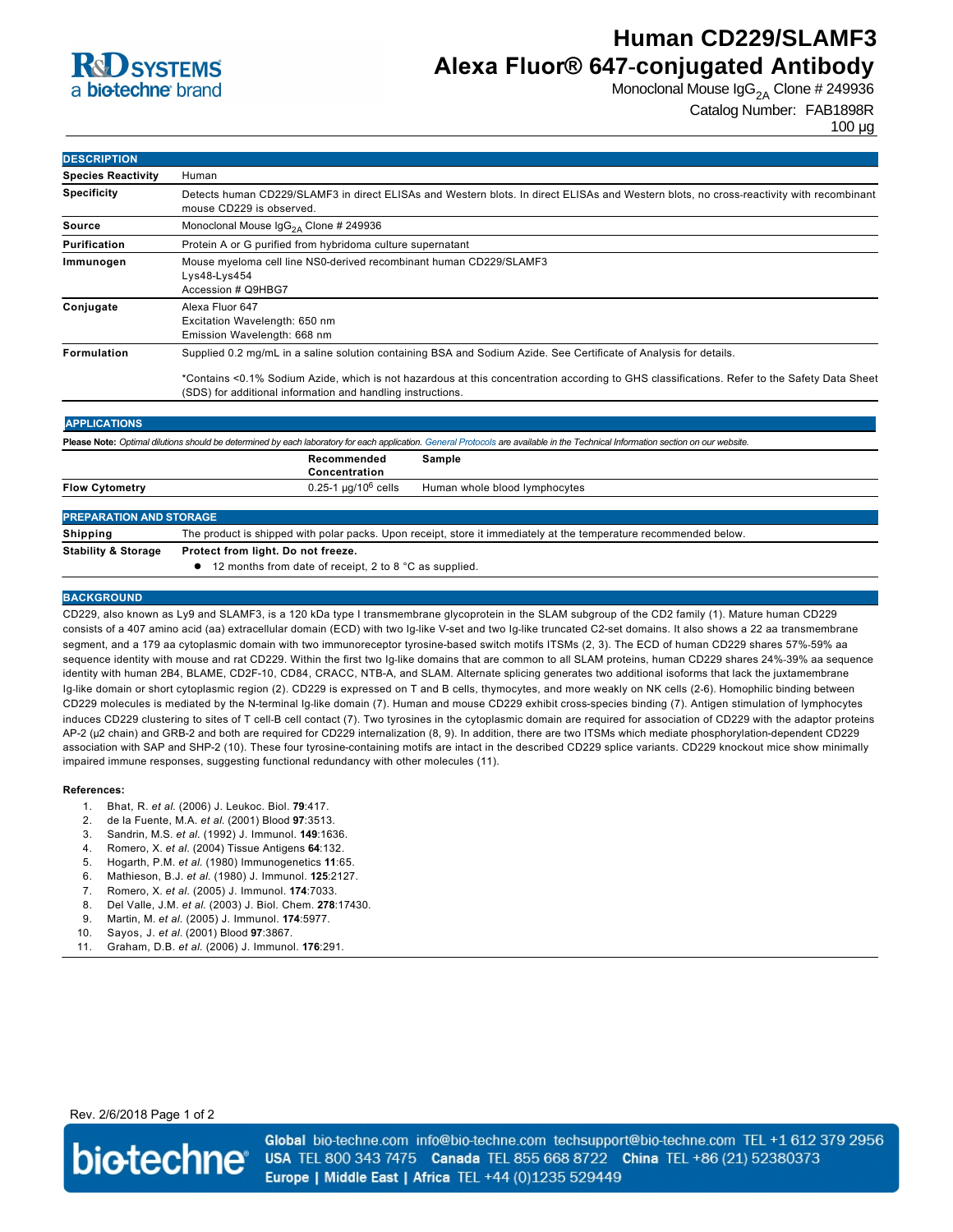# Human CD229/SLAMF3 Alexa Fluor® 647-conjugated Antibody

Monoclonal Mouse $IgG_{2A}$ Clone # 249936

Catalog Number: FAB1898R

100 µg

## DESCRIPTION

| | |
|---|---|
| **Species Reactivity** | Human |
| **Specificity** | Detects human CD229/SLAMF3 in direct ELISAs and Western blots. In direct ELISAs and Western blots, no cross-reactivity with recombinant mouse CD229 is observed. |
| **Source** | Monoclonal Mouse $IgG_{2A}$ Clone # 249936 |
| **Purification** | Protein A or G purified from hybridoma culture supernatant |
| **Immunogen** | Mouse myeloma cell line NS0-derived recombinant human CD229/SLAMF3<br>Lys48-Lys454<br>Accession # Q9HBG7 |
| **Conjugate** | Alexa Fluor 647<br>Excitation Wavelength: 650 nm<br>Emission Wavelength: 668 nm |
| **Formulation** | Supplied 0.2 mg/mL in a saline solution containing BSA and Sodium Azide. See Certificate of Analysis for details.<br><br>*Contains <0.1% Sodium Azide, which is not hazardous at this concentration according to GHS classifications. Refer to the Safety Data Sheet (SDS) for additional information and handling instructions. |

## APPLICATIONS

**Please Note:** *Optimal dilutions should be determined by each laboratory for each application. General Protocols are available in the Technical Information section on our website.*

| | Recommended Concentration | Sample |
|---|---|---|
| **Flow Cytometry** | 0.25-1 µg/$10^6$ cells | Human whole blood lymphocytes |

## PREPARATION AND STORAGE

| | |
|---|---|
| **Shipping** | The product is shipped with polar packs. Upon receipt, store it immediately at the temperature recommended below. |
| **Stability & Storage** | **Protect from light. Do not freeze.**<br>● 12 months from date of receipt, 2 to 8 °C as supplied. |

## BACKGROUND

CD229, also known as Ly9 and SLAMF3, is a 120 kDa type I transmembrane glycoprotein in the SLAM subgroup of the CD2 family (1). Mature human CD229 consists of a 407 amino acid (aa) extracellular domain (ECD) with two Ig-like V-set and two Ig-like truncated C2-set domains. It also shows a 22 aa transmembrane segment, and a 179 aa cytoplasmic domain with two immunoreceptor tyrosine-based switch motifs ITSMs (2, 3). The ECD of human CD229 shares 57%-59% aa sequence identity with mouse and rat CD229. Within the first two Ig-like domains that are common to all SLAM proteins, human CD229 shares 24%-39% aa sequence identity with human 2B4, BLAME, CD2F-10, CD84, CRACC, NTB-A, and SLAM. Alternate splicing generates two additional isoforms that lack the juxtamembrane Ig-like domain or short cytoplasmic region (2). CD229 is expressed on T and B cells, thymocytes, and more weakly on NK cells (2-6). Homophilic binding between CD229 molecules is mediated by the N-terminal Ig-like domain (7). Human and mouse CD229 exhibit cross-species binding (7). Antigen stimulation of lymphocytes induces CD229 clustering to sites of T cell-B cell contact (7). Two tyrosines in the cytoplasmic domain are required for association of CD229 with the adaptor proteins AP-2 (µ2 chain) and GRB-2 and both are required for CD229 internalization (8, 9). In addition, there are two ITSMs which mediate phosphorylation-dependent CD229 association with SAP and SHP-2 (10). These four tyrosine-containing motifs are intact in the described CD229 splice variants. CD229 knockout mice show minimally impaired immune responses, suggesting functional redundancy with other molecules (11).

**References:**

1. Bhat, R. *et al.* (2006) J. Leukoc. Biol. **79**:417.
2. de la Fuente, M.A. *et al.* (2001) Blood **97**:3513.
3. Sandrin, M.S. *et al.* (1992) J. Immunol. **149**:1636.
4. Romero, X. *et al.* (2004) Tissue Antigens **64**:132.
5. Hogarth, P.M. *et al.* (1980) Immunogenetics **11**:65.
6. Mathieson, B.J. *et al.* (1980) J. Immunol. **125**:2127.
7. Romero, X. *et al.* (2005) J. Immunol. **174**:7033.
8. Del Valle, J.M. *et al.* (2003) J. Biol. Chem. **278**:17430.
9. Martin, M. *et al.* (2005) J. Immunol. **174**:5977.
10. Sayos, J. *et al.* (2001) Blood **97**:3867.
11. Graham, D.B. *et al.* (2006) J. Immunol. **176**:291.

Rev. 2/6/2018

**Global** bio-techne.com info@bio-techne.com techsupport@bio-techne.com TEL +1 612 379 2956
**USA** TEL 800 343 7475 **Canada** TEL 855 668 8722 **China** TEL +86 (21) 52380373
**Europe | Middle East | Africa** TEL +44 (0)1235 529449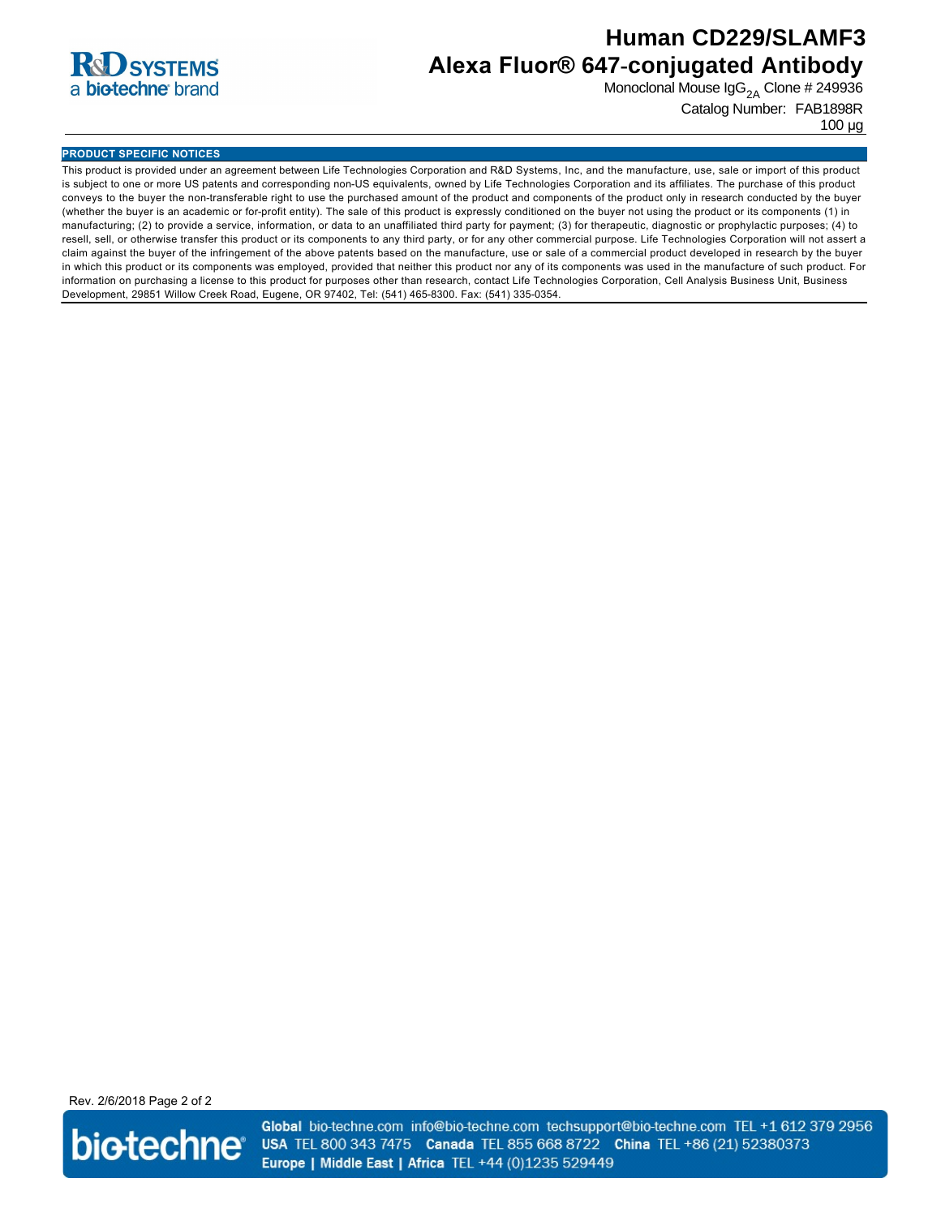# Human CD229/SLAMF3 Alexa Fluor® 647-conjugated Antibody

Monoclonal Mouse $IgG_{2A}$ Clone # 249936

Catalog Number: FAB1898R

100 µg

## PRODUCT SPECIFIC NOTICES

This product is provided under an agreement between Life Technologies Corporation and R&D Systems, Inc, and the manufacture, use, sale or import of this product is subject to one or more US patents and corresponding non-US equivalents, owned by Life Technologies Corporation and its affiliates. The purchase of this product conveys to the buyer the non-transferable right to use the purchased amount of the product and components of the product only in research conducted by the buyer (whether the buyer is an academic or for-profit entity). The sale of this product is expressly conditioned on the buyer not using the product or its components (1) in manufacturing; (2) to provide a service, information, or data to an unaffiliated third party for payment; (3) for therapeutic, diagnostic or prophylactic purposes; (4) to resell, sell, or otherwise transfer this product or its components to any third party, or for any other commercial purpose. Life Technologies Corporation will not assert a claim against the buyer of the infringement of the above patents based on the manufacture, use or sale of a commercial product developed in research by the buyer in which this product or its components was employed, provided that neither this product nor any of its components was used in the manufacture of such product. For information on purchasing a license to this product for purposes other than research, contact Life Technologies Corporation, Cell Analysis Business Unit, Business Development, 29851 Willow Creek Road, Eugene, OR 97402, Tel: (541) 465-8300. Fax: (541) 335-0354.

Rev. 2/6/2018

Global bio-techne.com info@bio-techne.com techsupport@bio-techne.com TEL +1 612 379 2956
USA TEL 800 343 7475 Canada TEL 855 668 8722 China TEL +86 (21) 52380373
Europe | Middle East | Africa TEL +44 (0)1235 529449